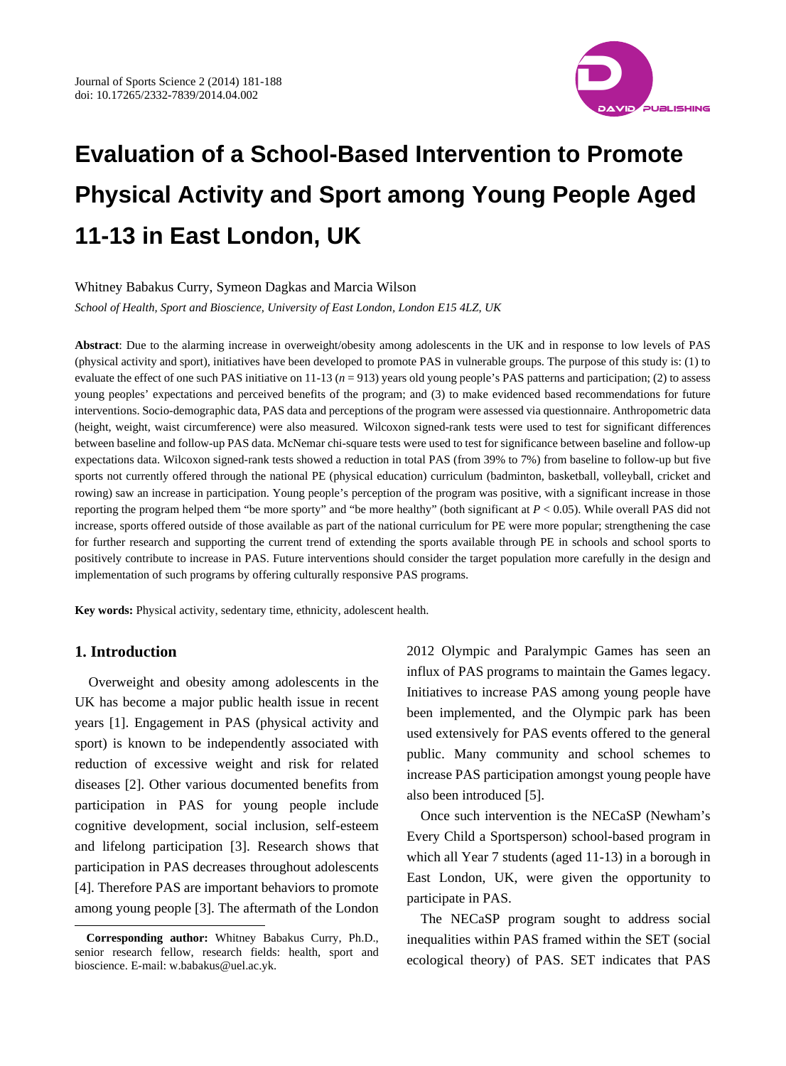# Evaluation of a School-Based Intervention to Promote Physical Activity and Sport among Young People Aged 11-13 in East London, UK

Whitney Babakus Curry, Symeon Dagkas and Marcia Wilson

*School of Health, Sport and Bioscience, University of East London, London E15 4LZ, UK*

**Abstract**: Due to the alarming increase in overweight/obesity among adolescents in the UK and in response to low levels of PAS (physical activity and sport), initiatives have been developed to promote PAS in vulnerable groups. The purpose of this study is: (1) to evaluate the effect of one such PAS initiative on 11-13 ($n$ = 913) years old young people's PAS patterns and participation; (2) to assess young peoples' expectations and perceived benefits of the program; and (3) to make evidenced based recommendations for future interventions. Socio-demographic data, PAS data and perceptions of the program were assessed via questionnaire. Anthropometric data (height, weight, waist circumference) were also measured. Wilcoxon signed-rank tests were used to test for significant differences between baseline and follow-up PAS data. McNemar chi-square tests were used to test for significance between baseline and follow-up expectations data. Wilcoxon signed-rank tests showed a reduction in total PAS (from 39% to 7%) from baseline to follow-up but five sports not currently offered through the national PE (physical education) curriculum (badminton, basketball, volleyball, cricket and rowing) saw an increase in participation. Young people's perception of the program was positive, with a significant increase in those reporting the program helped them "be more sporty" and "be more healthy" (both significant at $P < 0.05$). While overall PAS did not increase, sports offered outside of those available as part of the national curriculum for PE were more popular; strengthening the case for further research and supporting the current trend of extending the sports available through PE in schools and school sports to positively contribute to increase in PAS. Future interventions should consider the target population more carefully in the design and implementation of such programs by offering culturally responsive PAS programs.

**Key words:** Physical activity, sedentary time, ethnicity, adolescent health.

## 1. Introduction

Overweight and obesity among adolescents in the UK has become a major public health issue in recent years [1]. Engagement in PAS (physical activity and sport) is known to be independently associated with reduction of excessive weight and risk for related diseases [2]. Other various documented benefits from participation in PAS for young people include cognitive development, social inclusion, self-esteem and lifelong participation [3]. Research shows that participation in PAS decreases throughout adolescents [4]. Therefore PAS are important behaviors to promote among young people [3]. The aftermath of the London 2012 Olympic and Paralympic Games has seen an influx of PAS programs to maintain the Games legacy. Initiatives to increase PAS among young people have been implemented, and the Olympic park has been used extensively for PAS events offered to the general public. Many community and school schemes to increase PAS participation amongst young people have also been introduced [5].

Once such intervention is the NECaSP (Newham's Every Child a Sportsperson) school-based program in which all Year 7 students (aged 11-13) in a borough in East London, UK, were given the opportunity to participate in PAS.

The NECaSP program sought to address social inequalities within PAS framed within the SET (social ecological theory) of PAS. SET indicates that PAS

**Corresponding author:** Whitney Babakus Curry, Ph.D., senior research fellow, research fields: health, sport and bioscience. E-mail: w.babakus@uel.ac.yk.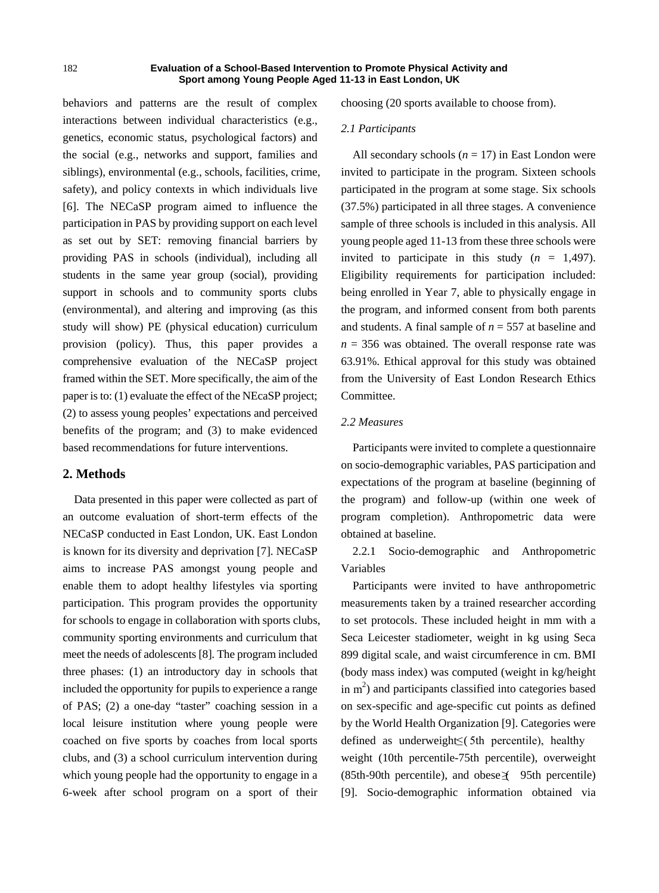behaviors and patterns are the result of complex interactions between individual characteristics (e.g., genetics, economic status, psychological factors) and the social (e.g., networks and support, families and siblings), environmental (e.g., schools, facilities, crime, safety), and policy contexts in which individuals live [6]. The NECaSP program aimed to influence the participation in PAS by providing support on each level as set out by SET: removing financial barriers by providing PAS in schools (individual), including all students in the same year group (social), providing support in schools and to community sports clubs (environmental), and altering and improving (as this study will show) PE (physical education) curriculum provision (policy). Thus, this paper provides a comprehensive evaluation of the NECaSP project framed within the SET. More specifically, the aim of the paper is to: (1) evaluate the effect of the NEcaSP project; (2) to assess young peoples' expectations and perceived benefits of the program; and (3) to make evidenced based recommendations for future interventions.

## 2. Methods

Data presented in this paper were collected as part of an outcome evaluation of short-term effects of the NECaSP conducted in East London, UK. East London is known for its diversity and deprivation [7]. NECaSP aims to increase PAS amongst young people and enable them to adopt healthy lifestyles via sporting participation. This program provides the opportunity for schools to engage in collaboration with sports clubs, community sporting environments and curriculum that meet the needs of adolescents [8]. The program included three phases: (1) an introductory day in schools that included the opportunity for pupils to experience a range of PAS; (2) a one-day "taster" coaching session in a local leisure institution where young people were coached on five sports by coaches from local sports clubs, and (3) a school curriculum intervention during which young people had the opportunity to engage in a 6-week after school program on a sport of their choosing (20 sports available to choose from).

### 2.1 Participants

All secondary schools ($n$ = 17) in East London were invited to participate in the program. Sixteen schools participated in the program at some stage. Six schools (37.5%) participated in all three stages. A convenience sample of three schools is included in this analysis. All young people aged 11-13 from these three schools were invited to participate in this study ($n$ = 1,497). Eligibility requirements for participation included: being enrolled in Year 7, able to physically engage in the program, and informed consent from both parents and students. A final sample of $n$ = 557 at baseline and $n$ = 356 was obtained. The overall response rate was 63.91%. Ethical approval for this study was obtained from the University of East London Research Ethics Committee.

### 2.2 Measures

Participants were invited to complete a questionnaire on socio-demographic variables, PAS participation and expectations of the program at baseline (beginning of the program) and follow-up (within one week of program completion). Anthropometric data were obtained at baseline.

2.2.1 Socio-demographic and Anthropometric Variables

Participants were invited to have anthropometric measurements taken by a trained researcher according to set protocols. These included height in mm with a Seca Leicester stadiometer, weight in kg using Seca 899 digital scale, and waist circumference in cm. BMI (body mass index) was computed (weight in kg/height in $m^2$) and participants classified into categories based on sex-specific and age-specific cut points as defined by the World Health Organization [9]. Categories were defined as underweight (≤ 5th percentile), healthy weight (10th percentile-75th percentile), overweight (85th-90th percentile), and obese (≥ 95th percentile) [9]. Socio-demographic information obtained via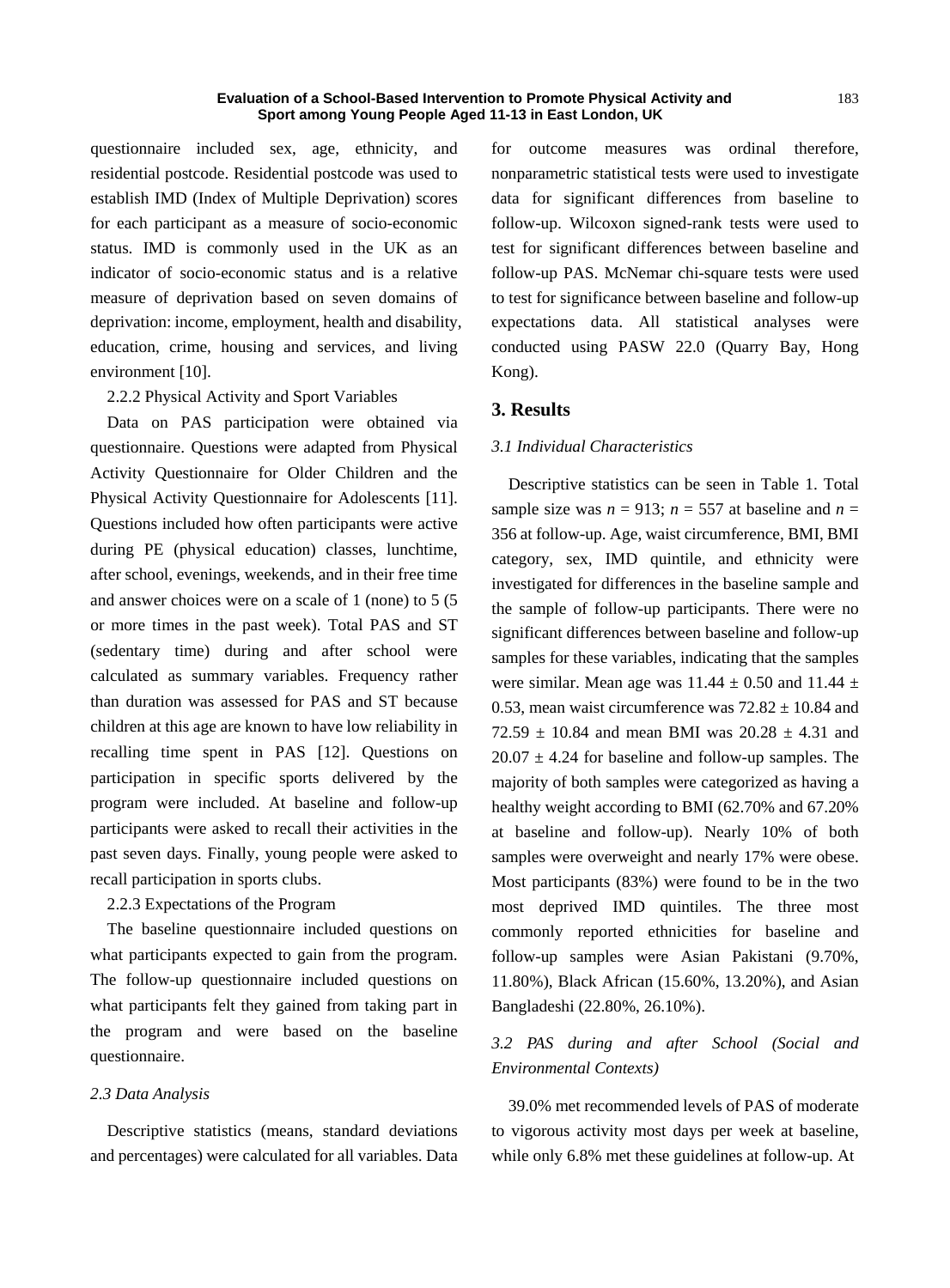questionnaire included sex, age, ethnicity, and residential postcode. Residential postcode was used to establish IMD (Index of Multiple Deprivation) scores for each participant as a measure of socio-economic status. IMD is commonly used in the UK as an indicator of socio-economic status and is a relative measure of deprivation based on seven domains of deprivation: income, employment, health and disability, education, crime, housing and services, and living environment [10].

2.2.2 Physical Activity and Sport Variables

Data on PAS participation were obtained via questionnaire. Questions were adapted from Physical Activity Questionnaire for Older Children and the Physical Activity Questionnaire for Adolescents [11]. Questions included how often participants were active during PE (physical education) classes, lunchtime, after school, evenings, weekends, and in their free time and answer choices were on a scale of 1 (none) to 5 (5 or more times in the past week). Total PAS and ST (sedentary time) during and after school were calculated as summary variables. Frequency rather than duration was assessed for PAS and ST because children at this age are known to have low reliability in recalling time spent in PAS [12]. Questions on participation in specific sports delivered by the program were included. At baseline and follow-up participants were asked to recall their activities in the past seven days. Finally, young people were asked to recall participation in sports clubs.

2.2.3 Expectations of the Program

The baseline questionnaire included questions on what participants expected to gain from the program. The follow-up questionnaire included questions on what participants felt they gained from taking part in the program and were based on the baseline questionnaire.

### *2.3 Data Analysis*

Descriptive statistics (means, standard deviations and percentages) were calculated for all variables. Data for outcome measures was ordinal therefore, nonparametric statistical tests were used to investigate data for significant differences from baseline to follow-up. Wilcoxon signed-rank tests were used to test for significant differences between baseline and follow-up PAS. McNemar chi-square tests were used to test for significance between baseline and follow-up expectations data. All statistical analyses were conducted using PASW 22.0 (Quarry Bay, Hong Kong).

## 3. Results

### *3.1 Individual Characteristics*

Descriptive statistics can be seen in Table 1. Total sample size was $n = 913$; $n = 557$ at baseline and $n = 356$ at follow-up. Age, waist circumference, BMI, BMI category, sex, IMD quintile, and ethnicity were investigated for differences in the baseline sample and the sample of follow-up participants. There were no significant differences between baseline and follow-up samples for these variables, indicating that the samples were similar. Mean age was $11.44 \pm 0.50$ and $11.44 \pm 0.53$, mean waist circumference was $72.82 \pm 10.84$ and $72.59 \pm 10.84$ and mean BMI was $20.28 \pm 4.31$ and $20.07 \pm 4.24$ for baseline and follow-up samples. The majority of both samples were categorized as having a healthy weight according to BMI (62.70% and 67.20% at baseline and follow-up). Nearly 10% of both samples were overweight and nearly 17% were obese. Most participants (83%) were found to be in the two most deprived IMD quintiles. The three most commonly reported ethnicities for baseline and follow-up samples were Asian Pakistani (9.70%, 11.80%), Black African (15.60%, 13.20%), and Asian Bangladeshi (22.80%, 26.10%).

### *3.2 PAS during and after School (Social and Environmental Contexts)*

39.0% met recommended levels of PAS of moderate to vigorous activity most days per week at baseline, while only 6.8% met these guidelines at follow-up. At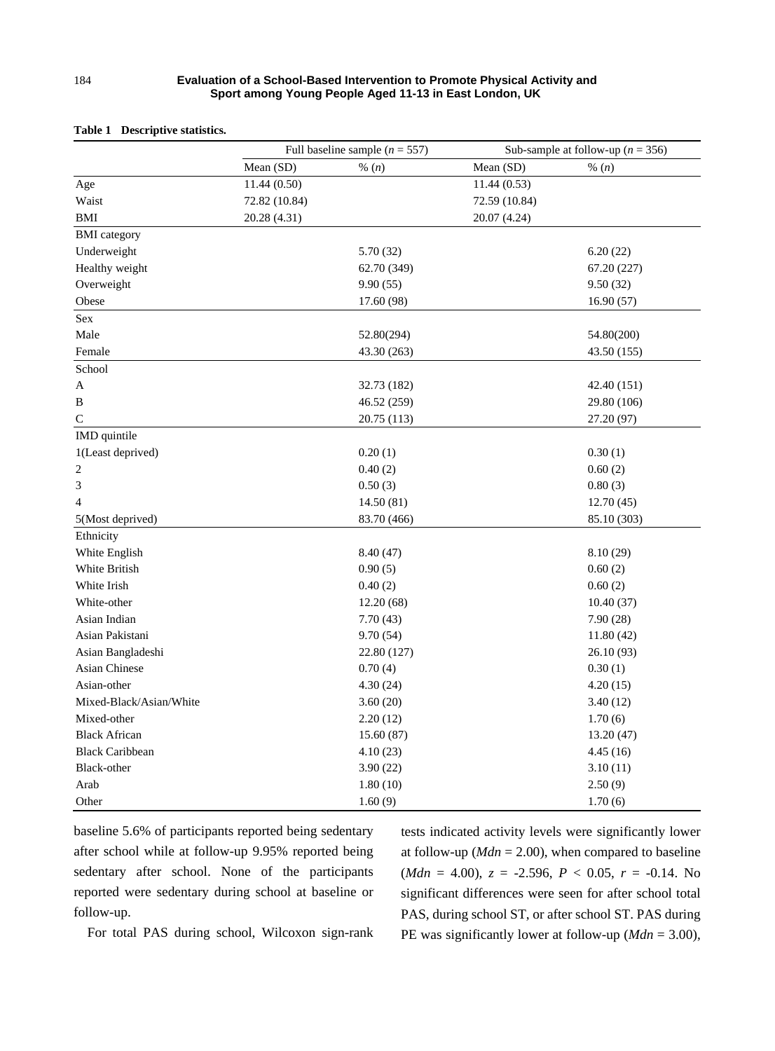**Table 1 Descriptive statistics.**

| | Full baseline sample ($n$ = 557) | | Sub-sample at follow-up ($n$ = 356) | |
|---|---|---|---|---|
| | Mean (SD) | % ($n$) | Mean (SD) | % ($n$) |
| Age | 11.44 (0.50) | | 11.44 (0.53) | |
| Waist | 72.82 (10.84) | | 72.59 (10.84) | |
| BMI | 20.28 (4.31) | | 20.07 (4.24) | |
| BMI category | | | | |
| Underweight | | 5.70 (32) | | 6.20 (22) |
| Healthy weight | | 62.70 (349) | | 67.20 (227) |
| Overweight | | 9.90 (55) | | 9.50 (32) |
| Obese | | 17.60 (98) | | 16.90 (57) |
| Sex | | | | |
| Male | | 52.80(294) | | 54.80(200) |
| Female | | 43.30 (263) | | 43.50 (155) |
| School | | | | |
| A | | 32.73 (182) | | 42.40 (151) |
| B | | 46.52 (259) | | 29.80 (106) |
| C | | 20.75 (113) | | 27.20 (97) |
| IMD quintile | | | | |
| 1(Least deprived) | | 0.20 (1) | | 0.30 (1) |
| 2 | | 0.40 (2) | | 0.60 (2) |
| 3 | | 0.50 (3) | | 0.80 (3) |
| 4 | | 14.50 (81) | | 12.70 (45) |
| 5(Most deprived) | | 83.70 (466) | | 85.10 (303) |
| Ethnicity | | | | |
| White English | | 8.40 (47) | | 8.10 (29) |
| White British | | 0.90 (5) | | 0.60 (2) |
| White Irish | | 0.40 (2) | | 0.60 (2) |
| White-other | | 12.20 (68) | | 10.40 (37) |
| Asian Indian | | 7.70 (43) | | 7.90 (28) |
| Asian Pakistani | | 9.70 (54) | | 11.80 (42) |
| Asian Bangladeshi | | 22.80 (127) | | 26.10 (93) |
| Asian Chinese | | 0.70 (4) | | 0.30 (1) |
| Asian-other | | 4.30 (24) | | 4.20 (15) |
| Mixed-Black/Asian/White | | 3.60 (20) | | 3.40 (12) |
| Mixed-other | | 2.20 (12) | | 1.70 (6) |
| Black African | | 15.60 (87) | | 13.20 (47) |
| Black Caribbean | | 4.10 (23) | | 4.45 (16) |
| Black-other | | 3.90 (22) | | 3.10 (11) |
| Arab | | 1.80 (10) | | 2.50 (9) |
| Other | | 1.60 (9) | | 1.70 (6) |

baseline 5.6% of participants reported being sedentary after school while at follow-up 9.95% reported being sedentary after school. None of the participants reported were sedentary during school at baseline or follow-up.

For total PAS during school, Wilcoxon sign-rank tests indicated activity levels were significantly lower at follow-up (*Mdn* = 2.00), when compared to baseline (*Mdn* = 4.00), $z$ = -2.596, $P$ < 0.05, $r$ = -0.14. No significant differences were seen for after school total PAS, during school ST, or after school ST. PAS during PE was significantly lower at follow-up (*Mdn* = 3.00),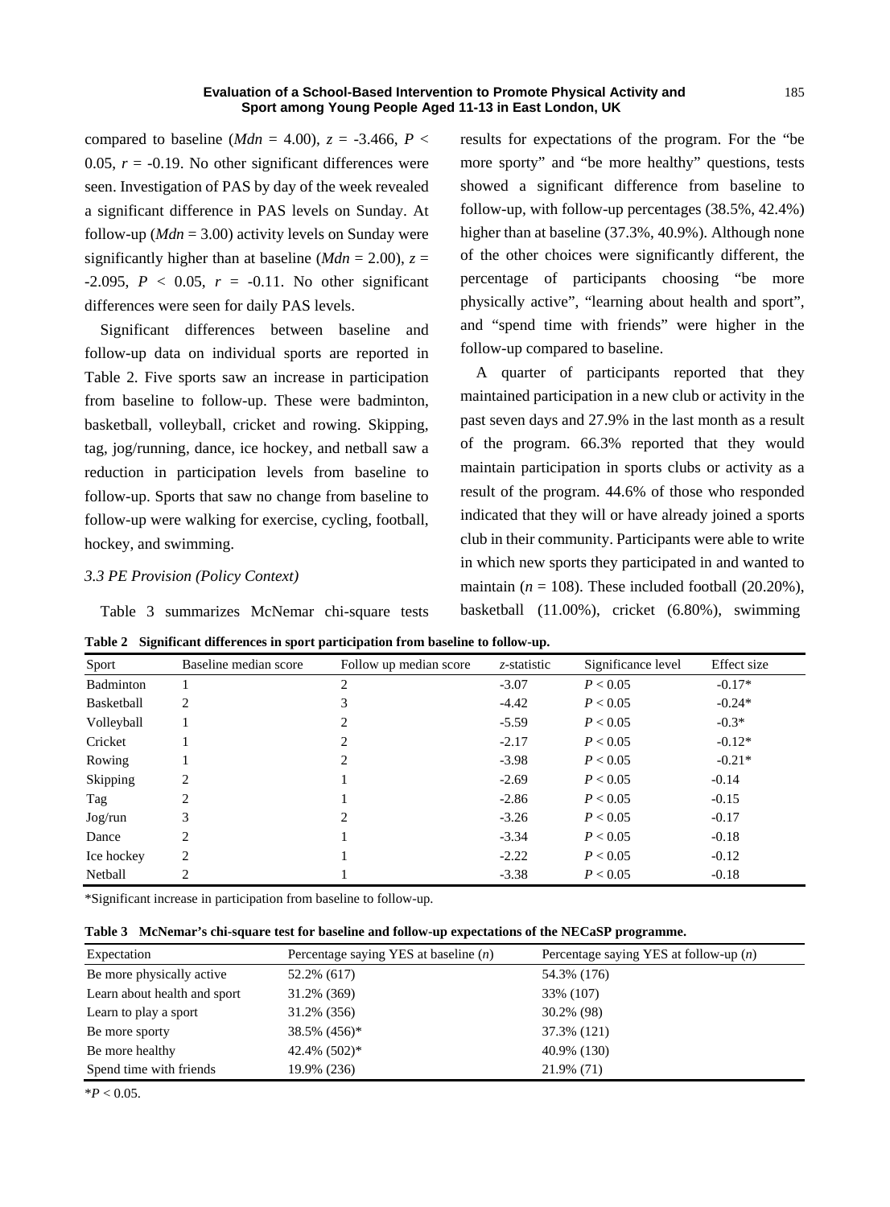compared to baseline (*Mdn* = 4.00), $z = -3.466$, $P < 0.05$, $r = -0.19$. No other significant differences were seen. Investigation of PAS by day of the week revealed a significant difference in PAS levels on Sunday. At follow-up (*Mdn* = 3.00) activity levels on Sunday were significantly higher than at baseline (*Mdn* = 2.00), $z = -2.095$, $P < 0.05$, $r = -0.11$. No other significant differences were seen for daily PAS levels.

Significant differences between baseline and follow-up data on individual sports are reported in Table 2. Five sports saw an increase in participation from baseline to follow-up. These were badminton, basketball, volleyball, cricket and rowing. Skipping, tag, jog/running, dance, ice hockey, and netball saw a reduction in participation levels from baseline to follow-up. Sports that saw no change from baseline to follow-up were walking for exercise, cycling, football, hockey, and swimming.

### *3.3 PE Provision (Policy Context)*

Table 3 summarizes McNemar chi-square tests results for expectations of the program. For the "be more sporty" and "be more healthy" questions, tests showed a significant difference from baseline to follow-up, with follow-up percentages (38.5%, 42.4%) higher than at baseline (37.3%, 40.9%). Although none of the other choices were significantly different, the percentage of participants choosing "be more physically active", "learning about health and sport", and "spend time with friends" were higher in the follow-up compared to baseline.

A quarter of participants reported that they maintained participation in a new club or activity in the past seven days and 27.9% in the last month as a result of the program. 66.3% reported that they would maintain participation in sports clubs or activity as a result of the program. 44.6% of those who responded indicated that they will or have already joined a sports club in their community. Participants were able to write in which new sports they participated in and wanted to maintain ($n$ = 108). These included football (20.20%), basketball (11.00%), cricket (6.80%), swimming

**Table 2 Significant differences in sport participation from baseline to follow-up.**

| Sport | Baseline median score | Follow up median score | *z*-statistic | Significance level | Effect size |
|---|---|---|---|---|---|
| Badminton | 1 | 2 | -3.07 | $P < 0.05$ | -0.17* |
| Basketball | 2 | 3 | -4.42 | $P < 0.05$ | -0.24* |
| Volleyball | 1 | 2 | -5.59 | $P < 0.05$ | -0.3* |
| Cricket | 1 | 2 | -2.17 | $P < 0.05$ | -0.12* |
| Rowing | 1 | 2 | -3.98 | $P < 0.05$ | -0.21* |
| Skipping | 2 | 1 | -2.69 | $P < 0.05$ | -0.14 |
| Tag | 2 | 1 | -2.86 | $P < 0.05$ | -0.15 |
| Jog/run | 3 | 2 | -3.26 | $P < 0.05$ | -0.17 |
| Dance | 2 | 1 | -3.34 | $P < 0.05$ | -0.18 |
| Ice hockey | 2 | 1 | -2.22 | $P < 0.05$ | -0.12 |
| Netball | 2 | 1 | -3.38 | $P < 0.05$ | -0.18 |

*Significant increase in participation from baseline to follow-up.

**Table 3 McNemar's chi-square test for baseline and follow-up expectations of the NECaSP programme.**

| Expectation | Percentage saying YES at baseline ($n$) | Percentage saying YES at follow-up ($n$) |
|---|---|---|
| Be more physically active | 52.2% (617) | 54.3% (176) |
| Learn about health and sport | 31.2% (369) | 33% (107) |
| Learn to play a sport | 31.2% (356) | 30.2% (98) |
| Be more sporty | 38.5% (456)* | 37.3% (121) |
| Be more healthy | 42.4% (502)* | 40.9% (130) |
| Spend time with friends | 19.9% (236) | 21.9% (71) |

*$P < 0.05$.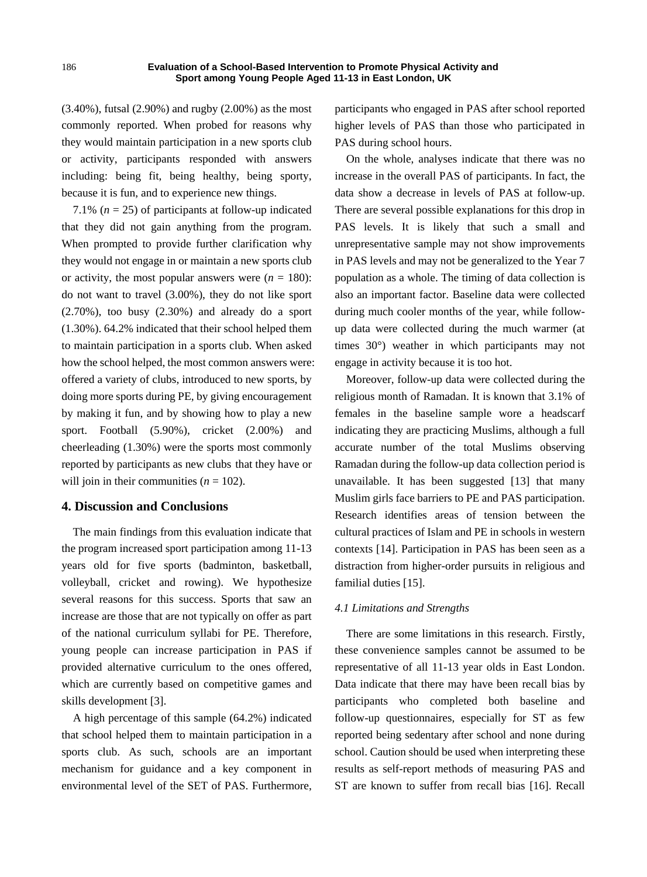(3.40%), futsal (2.90%) and rugby (2.00%) as the most commonly reported. When probed for reasons why they would maintain participation in a new sports club or activity, participants responded with answers including: being fit, being healthy, being sporty, because it is fun, and to experience new things.

7.1% ($n$ = 25) of participants at follow-up indicated that they did not gain anything from the program. When prompted to provide further clarification why they would not engage in or maintain a new sports club or activity, the most popular answers were ($n$ = 180): do not want to travel (3.00%), they do not like sport (2.70%), too busy (2.30%) and already do a sport (1.30%). 64.2% indicated that their school helped them to maintain participation in a sports club. When asked how the school helped, the most common answers were: offered a variety of clubs, introduced to new sports, by doing more sports during PE, by giving encouragement by making it fun, and by showing how to play a new sport. Football (5.90%), cricket (2.00%) and cheerleading (1.30%) were the sports most commonly reported by participants as new clubs that they have or will join in their communities ($n$ = 102).

## 4. Discussion and Conclusions

The main findings from this evaluation indicate that the program increased sport participation among 11-13 years old for five sports (badminton, basketball, volleyball, cricket and rowing). We hypothesize several reasons for this success. Sports that saw an increase are those that are not typically on offer as part of the national curriculum syllabi for PE. Therefore, young people can increase participation in PAS if provided alternative curriculum to the ones offered, which are currently based on competitive games and skills development [3].

A high percentage of this sample (64.2%) indicated that school helped them to maintain participation in a sports club. As such, schools are an important mechanism for guidance and a key component in environmental level of the SET of PAS. Furthermore, participants who engaged in PAS after school reported higher levels of PAS than those who participated in PAS during school hours.

On the whole, analyses indicate that there was no increase in the overall PAS of participants. In fact, the data show a decrease in levels of PAS at follow-up. There are several possible explanations for this drop in PAS levels. It is likely that such a small and unrepresentative sample may not show improvements in PAS levels and may not be generalized to the Year 7 population as a whole. The timing of data collection is also an important factor. Baseline data were collected during much cooler months of the year, while follow-up data were collected during the much warmer (at times 30°) weather in which participants may not engage in activity because it is too hot.

Moreover, follow-up data were collected during the religious month of Ramadan. It is known that 3.1% of females in the baseline sample wore a headscarf indicating they are practicing Muslims, although a full accurate number of the total Muslims observing Ramadan during the follow-up data collection period is unavailable. It has been suggested [13] that many Muslim girls face barriers to PE and PAS participation. Research identifies areas of tension between the cultural practices of Islam and PE in schools in western contexts [14]. Participation in PAS has been seen as a distraction from higher-order pursuits in religious and familial duties [15].

### *4.1 Limitations and Strengths*

There are some limitations in this research. Firstly, these convenience samples cannot be assumed to be representative of all 11-13 year olds in East London. Data indicate that there may have been recall bias by participants who completed both baseline and follow-up questionnaires, especially for ST as few reported being sedentary after school and none during school. Caution should be used when interpreting these results as self-report methods of measuring PAS and ST are known to suffer from recall bias [16]. Recall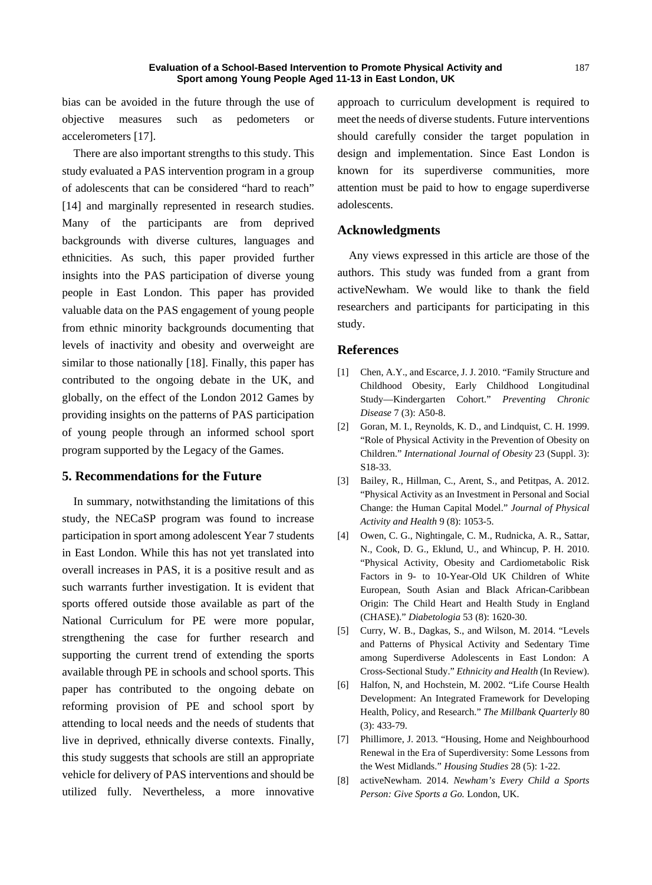bias can be avoided in the future through the use of objective measures such as pedometers or accelerometers [17].

There are also important strengths to this study. This study evaluated a PAS intervention program in a group of adolescents that can be considered "hard to reach" [14] and marginally represented in research studies. Many of the participants are from deprived backgrounds with diverse cultures, languages and ethnicities. As such, this paper provided further insights into the PAS participation of diverse young people in East London. This paper has provided valuable data on the PAS engagement of young people from ethnic minority backgrounds documenting that levels of inactivity and obesity and overweight are similar to those nationally [18]. Finally, this paper has contributed to the ongoing debate in the UK, and globally, on the effect of the London 2012 Games by providing insights on the patterns of PAS participation of young people through an informed school sport program supported by the Legacy of the Games.

## 5. Recommendations for the Future

In summary, notwithstanding the limitations of this study, the NECaSP program was found to increase participation in sport among adolescent Year 7 students in East London. While this has not yet translated into overall increases in PAS, it is a positive result and as such warrants further investigation. It is evident that sports offered outside those available as part of the National Curriculum for PE were more popular, strengthening the case for further research and supporting the current trend of extending the sports available through PE in schools and school sports. This paper has contributed to the ongoing debate on reforming provision of PE and school sport by attending to local needs and the needs of students that live in deprived, ethnically diverse contexts. Finally, this study suggests that schools are still an appropriate vehicle for delivery of PAS interventions and should be utilized fully. Nevertheless, a more innovative approach to curriculum development is required to meet the needs of diverse students. Future interventions should carefully consider the target population in design and implementation. Since East London is known for its superdiverse communities, more attention must be paid to how to engage superdiverse adolescents.

## Acknowledgments

Any views expressed in this article are those of the authors. This study was funded from a grant from activeNewham. We would like to thank the field researchers and participants for participating in this study.

## References

[1] Chen, A.Y., and Escarce, J. J. 2010. "Family Structure and Childhood Obesity, Early Childhood Longitudinal Study—Kindergarten Cohort." *Preventing Chronic Disease* 7 (3): A50-8.

[2] Goran, M. I., Reynolds, K. D., and Lindquist, C. H. 1999. "Role of Physical Activity in the Prevention of Obesity on Children." *International Journal of Obesity* 23 (Suppl. 3): S18-33.

[3] Bailey, R., Hillman, C., Arent, S., and Petitpas, A. 2012. "Physical Activity as an Investment in Personal and Social Change: the Human Capital Model." *Journal of Physical Activity and Health* 9 (8): 1053-5.

[4] Owen, C. G., Nightingale, C. M., Rudnicka, A. R., Sattar, N., Cook, D. G., Eklund, U., and Whincup, P. H. 2010. "Physical Activity, Obesity and Cardiometabolic Risk Factors in 9- to 10-Year-Old UK Children of White European, South Asian and Black African-Caribbean Origin: The Child Heart and Health Study in England (CHASE)." *Diabetologia* 53 (8): 1620-30.

[5] Curry, W. B., Dagkas, S., and Wilson, M. 2014. "Levels and Patterns of Physical Activity and Sedentary Time among Superdiverse Adolescents in East London: A Cross-Sectional Study." *Ethnicity and Health* (In Review).

[6] Halfon, N, and Hochstein, M. 2002. "Life Course Health Development: An Integrated Framework for Developing Health, Policy, and Research." *The Millbank Quarterly* 80 (3): 433-79.

[7] Phillimore, J. 2013. "Housing, Home and Neighbourhood Renewal in the Era of Superdiversity: Some Lessons from the West Midlands." *Housing Studies* 28 (5): 1-22.

[8] activeNewham. 2014. *Newham's Every Child a Sports Person: Give Sports a Go.* London, UK.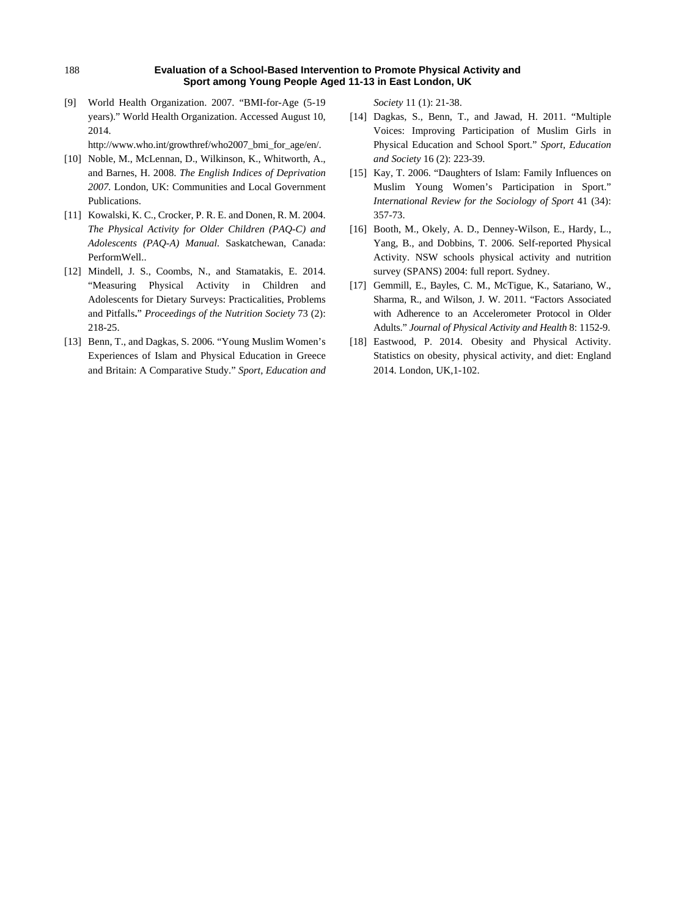[9] World Health Organization. 2007. “BMI-for-Age (5-19 years).” World Health Organization. Accessed August 10, 2014. http://www.who.int/growthref/who2007_bmi_for_age/en/.

[10] Noble, M., McLennan, D., Wilkinson, K., Whitworth, A., and Barnes, H. 2008. *The English Indices of Deprivation 2007.* London, UK: Communities and Local Government Publications.

[11] Kowalski, K. C., Crocker, P. R. E. and Donen, R. M. 2004. *The Physical Activity for Older Children (PAQ-C) and Adolescents (PAQ-A) Manual.* Saskatchewan, Canada: PerformWell..

[12] Mindell, J. S., Coombs, N., and Stamatakis, E. 2014. “Measuring Physical Activity in Children and Adolescents for Dietary Surveys: Practicalities, Problems and Pitfalls**.**” *Proceedings of the Nutrition Society* 73 (2): 218-25.

[13] Benn, T., and Dagkas, S. 2006. “Young Muslim Women’s Experiences of Islam and Physical Education in Greece and Britain: A Comparative Study.” *Sport, Education and Society* 11 (1): 21-38.

[14] Dagkas, S., Benn, T., and Jawad, H. 2011. “Multiple Voices: Improving Participation of Muslim Girls in Physical Education and School Sport.” *Sport, Education and Society* 16 (2): 223-39.

[15] Kay, T. 2006. “Daughters of Islam: Family Influences on Muslim Young Women’s Participation in Sport.” *International Review for the Sociology of Sport* 41 (34): 357-73.

[16] Booth, M., Okely, A. D., Denney-Wilson, E., Hardy, L., Yang, B., and Dobbins, T. 2006. Self-reported Physical Activity. NSW schools physical activity and nutrition survey (SPANS) 2004: full report. Sydney.

[17] Gemmill, E., Bayles, C. M., McTigue, K., Satariano, W., Sharma, R., and Wilson, J. W. 2011. “Factors Associated with Adherence to an Accelerometer Protocol in Older Adults.” *Journal of Physical Activity and Health* 8: 1152-9.

[18] Eastwood, P. 2014. Obesity and Physical Activity. Statistics on obesity, physical activity, and diet: England 2014. London, UK,1-102.